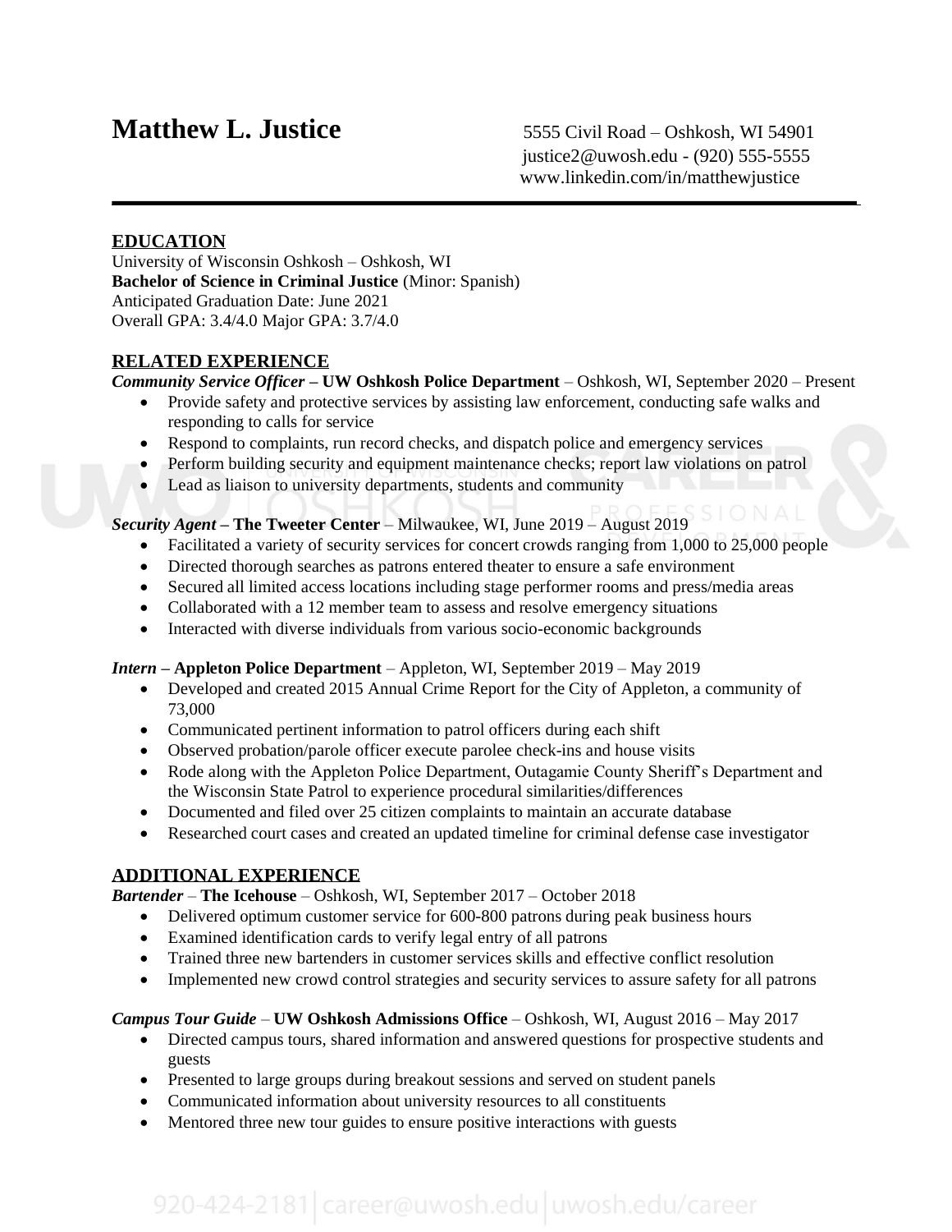# Matthew L. Justice

5555 Civil Road – Oshkosh, WI 54901
justice2@uwosh.edu - (920) 555-5555
www.linkedin.com/in/matthewjustice

---

## EDUCATION

University of Wisconsin Oshkosh – Oshkosh, WI
**Bachelor of Science in Criminal Justice** (Minor: Spanish)
Anticipated Graduation Date: June 2021
Overall GPA: 3.4/4.0 Major GPA: 3.7/4.0

## RELATED EXPERIENCE

***Community Service Officer* – UW Oshkosh Police Department** – Oshkosh, WI, September 2020 – Present

- Provide safety and protective services by assisting law enforcement, conducting safe walks and responding to calls for service
- Respond to complaints, run record checks, and dispatch police and emergency services
- Perform building security and equipment maintenance checks; report law violations on patrol
- Lead as liaison to university departments, students and community

***Security Agent* – The Tweeter Center** – Milwaukee, WI, June 2019 – August 2019

- Facilitated a variety of security services for concert crowds ranging from 1,000 to 25,000 people
- Directed thorough searches as patrons entered theater to ensure a safe environment
- Secured all limited access locations including stage performer rooms and press/media areas
- Collaborated with a 12 member team to assess and resolve emergency situations
- Interacted with diverse individuals from various socio-economic backgrounds

***Intern* – Appleton Police Department** – Appleton, WI, September 2019 – May 2019

- Developed and created 2015 Annual Crime Report for the City of Appleton, a community of 73,000
- Communicated pertinent information to patrol officers during each shift
- Observed probation/parole officer execute parolee check-ins and house visits
- Rode along with the Appleton Police Department, Outagamie County Sheriff's Department and the Wisconsin State Patrol to experience procedural similarities/differences
- Documented and filed over 25 citizen complaints to maintain an accurate database
- Researched court cases and created an updated timeline for criminal defense case investigator

## ADDITIONAL EXPERIENCE

***Bartender*** – **The Icehouse** – Oshkosh, WI, September 2017 – October 2018

- Delivered optimum customer service for 600-800 patrons during peak business hours
- Examined identification cards to verify legal entry of all patrons
- Trained three new bartenders in customer services skills and effective conflict resolution
- Implemented new crowd control strategies and security services to assure safety for all patrons

***Campus Tour Guide*** – **UW Oshkosh Admissions Office** – Oshkosh, WI, August 2016 – May 2017

- Directed campus tours, shared information and answered questions for prospective students and guests
- Presented to large groups during breakout sessions and served on student panels
- Communicated information about university resources to all constituents
- Mentored three new tour guides to ensure positive interactions with guests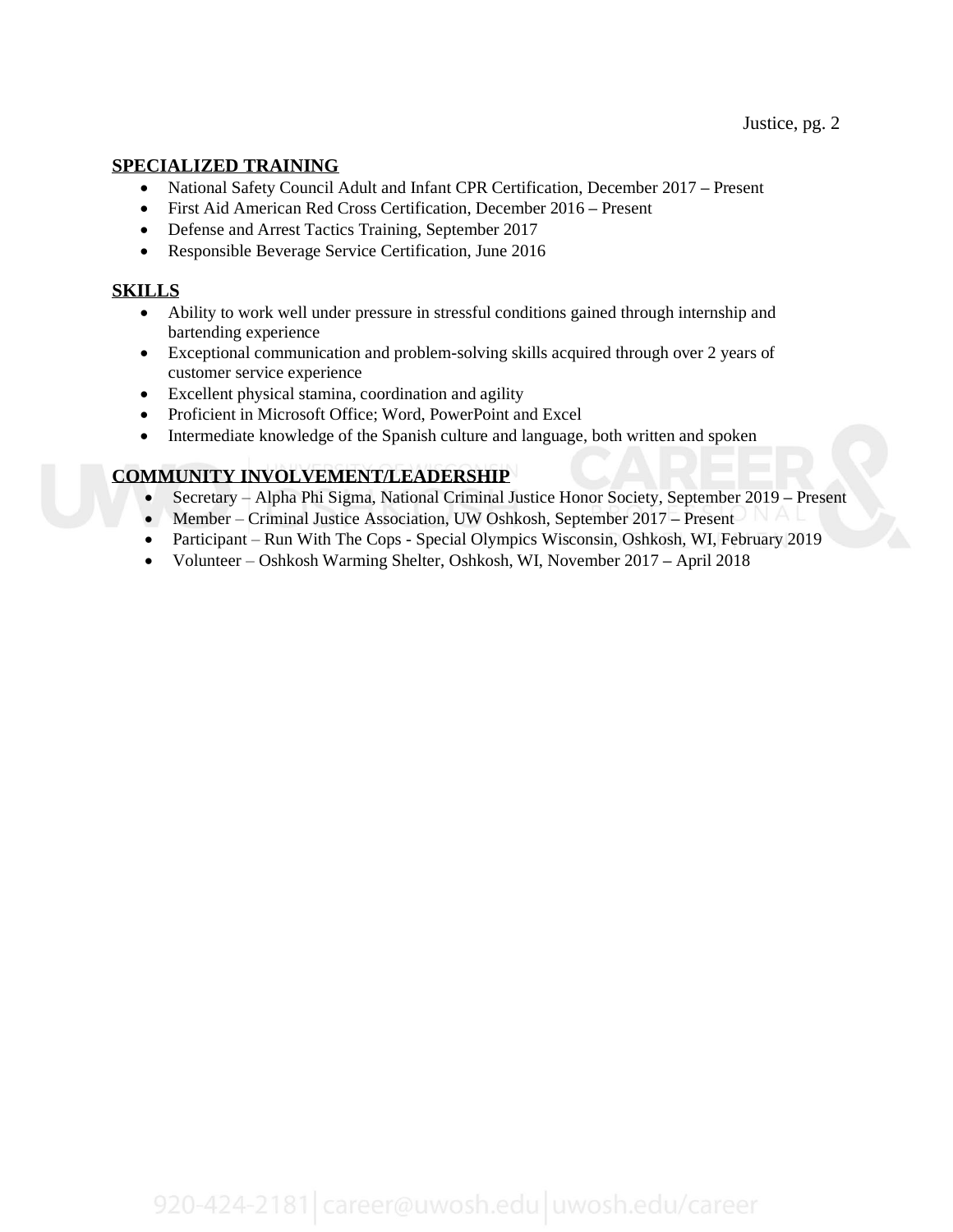## SPECIALIZED TRAINING

- National Safety Council Adult and Infant CPR Certification, December 2017 – Present
- First Aid American Red Cross Certification, December 2016 – Present
- Defense and Arrest Tactics Training, September 2017
- Responsible Beverage Service Certification, June 2016

## SKILLS

- Ability to work well under pressure in stressful conditions gained through internship and bartending experience
- Exceptional communication and problem-solving skills acquired through over 2 years of customer service experience
- Excellent physical stamina, coordination and agility
- Proficient in Microsoft Office; Word, PowerPoint and Excel
- Intermediate knowledge of the Spanish culture and language, both written and spoken

## COMMUNITY INVOLVEMENT/LEADERSHIP

- Secretary – Alpha Phi Sigma, National Criminal Justice Honor Society, September 2019 – Present
- Member – Criminal Justice Association, UW Oshkosh, September 2017 – Present
- Participant – Run With The Cops - Special Olympics Wisconsin, Oshkosh, WI, February 2019
- Volunteer – Oshkosh Warming Shelter, Oshkosh, WI, November 2017 – April 2018